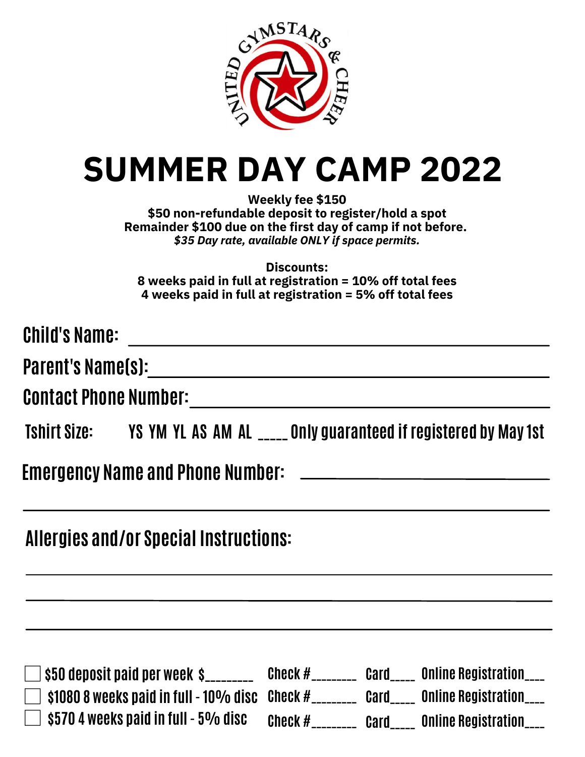UNITED GYMSTARS & CHEER

# SUMMER DAY CAMP 2022

**Weekly fee $150**
**$50 non-refundable deposit to register/hold a spot**
**Remainder $100 due on the first day of camp if not before.**
***$35 Day rate, available ONLY if space permits.***

**Discounts:**
**8 weeks paid in full at registration = 10% off total fees**
**4 weeks paid in full at registration = 5% off total fees**

Child's Name: ____________________________________________

Parent's Name(s): ____________________________________________

Contact Phone Number: ____________________________________________

Tshirt Size: YS YM YL AS AM AL ____ Only guaranteed if registered by May 1st

Emergency Name and Phone Number: ______________________________

____________________________________________

Allergies and/or Special Instructions:

____________________________________________

____________________________________________

____________________________________________

☐ $50 deposit paid per week $________ Check #________ Card_____ Online Registration___

☐ $1080 8 weeks paid in full - 10% disc Check #________ Card_____ Online Registration___

☐ $570 4 weeks paid in full - 5% disc Check #________ Card_____ Online Registration___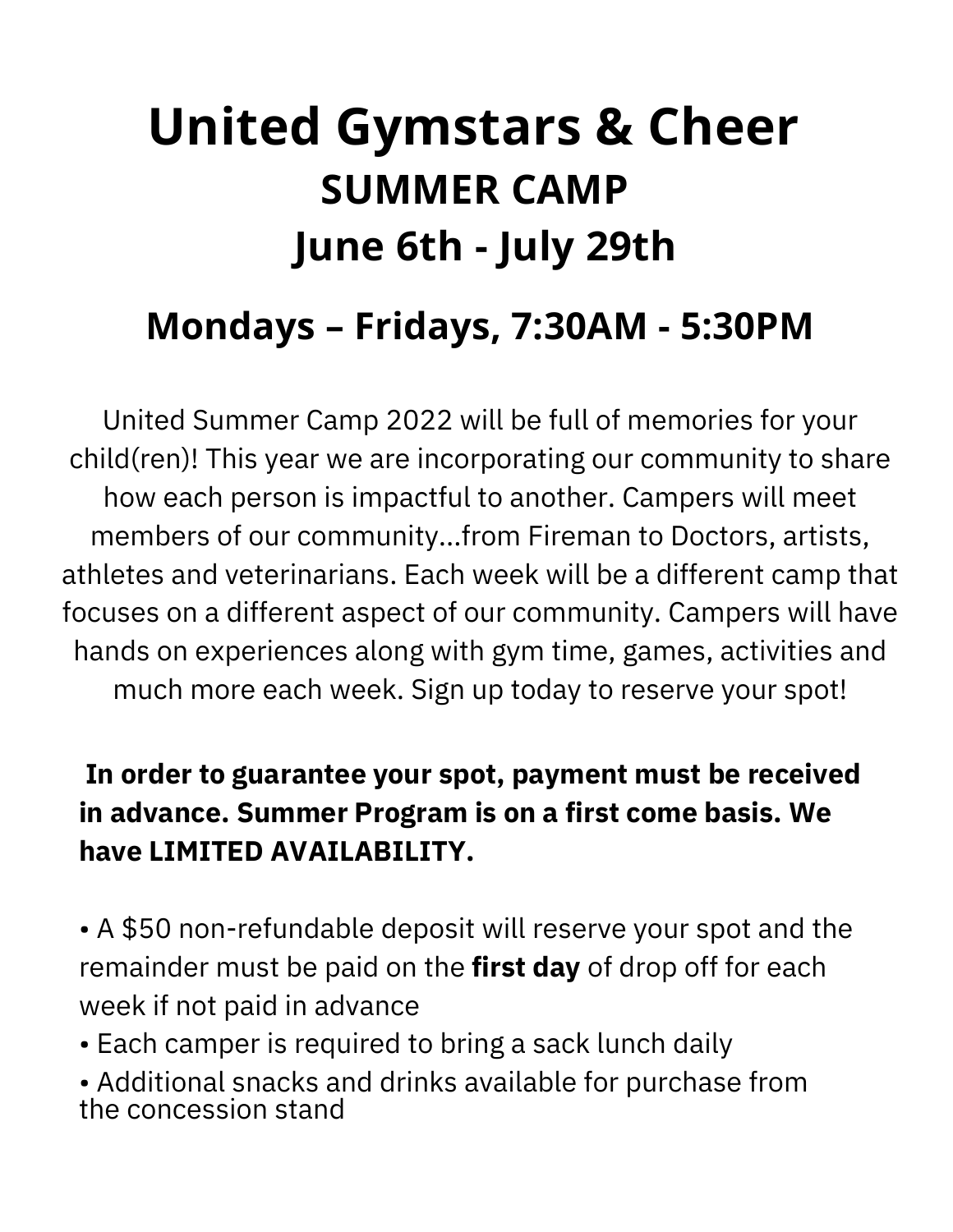# United Gymstars & Cheer

## SUMMER CAMP

## June 6th - July 29th

## Mondays – Fridays, 7:30AM - 5:30PM

United Summer Camp 2022 will be full of memories for your child(ren)! This year we are incorporating our community to share how each person is impactful to another. Campers will meet members of our community...from Fireman to Doctors, artists, athletes and veterinarians. Each week will be a different camp that focuses on a different aspect of our community. Campers will have hands on experiences along with gym time, games, activities and much more each week. Sign up today to reserve your spot!

**In order to guarantee your spot, payment must be received in advance. Summer Program is on a first come basis. We have LIMITED AVAILABILITY.**

- A $50 non-refundable deposit will reserve your spot and the remainder must be paid on the **first day** of drop off for each week if not paid in advance
- Each camper is required to bring a sack lunch daily
- Additional snacks and drinks available for purchase from the concession stand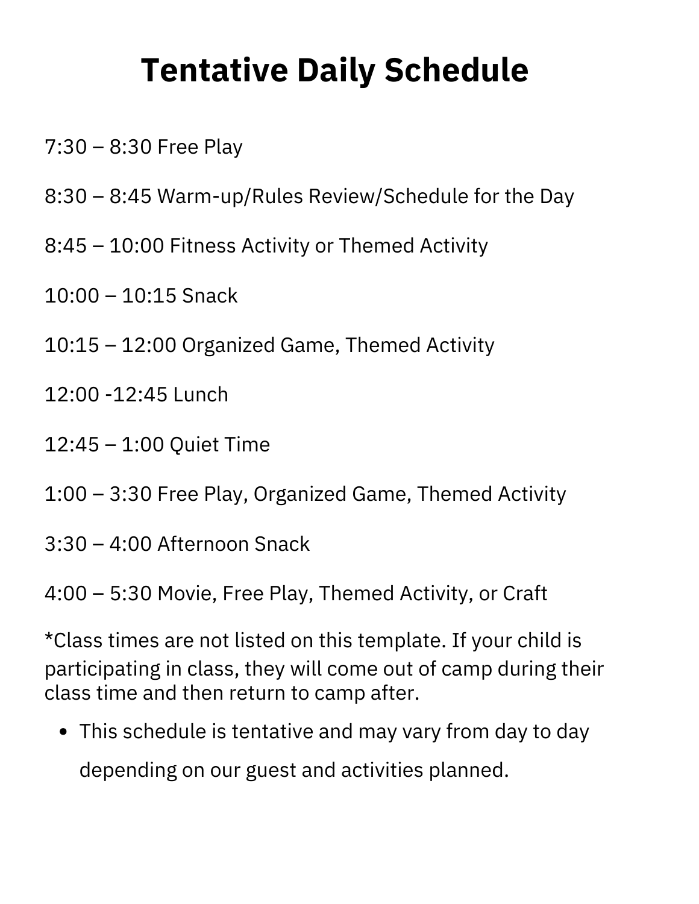# Tentative Daily Schedule

7:30 – 8:30 Free Play

8:30 – 8:45 Warm-up/Rules Review/Schedule for the Day

8:45 – 10:00 Fitness Activity or Themed Activity

10:00 – 10:15 Snack

10:15 – 12:00 Organized Game, Themed Activity

12:00 -12:45 Lunch

12:45 – 1:00 Quiet Time

1:00 – 3:30 Free Play, Organized Game, Themed Activity

3:30 – 4:00 Afternoon Snack

4:00 – 5:30 Movie, Free Play, Themed Activity, or Craft

*Class times are not listed on this template. If your child is participating in class, they will come out of camp during their class time and then return to camp after.

- This schedule is tentative and may vary from day to day depending on our guest and activities planned.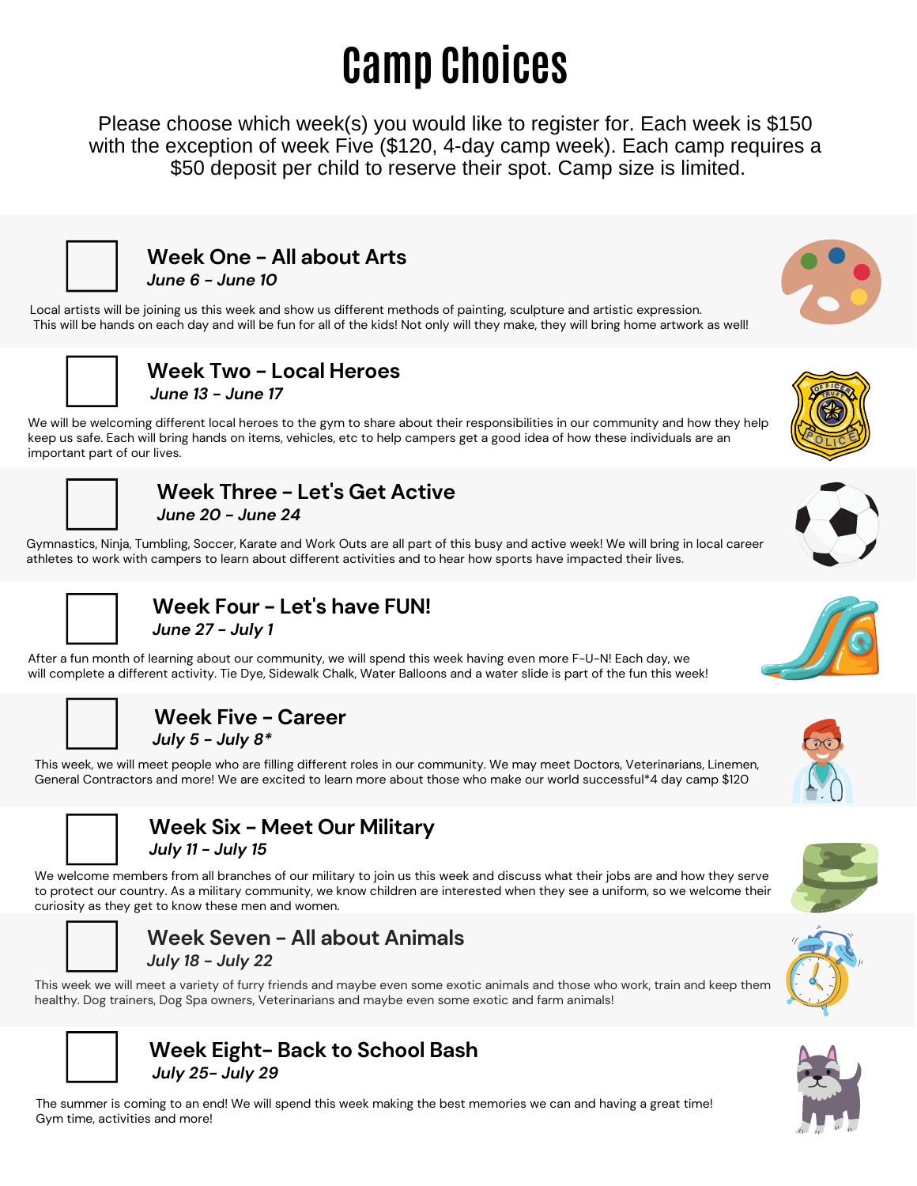# Camp Choices

Please choose which week(s) you would like to register for. Each week is $150 with the exception of week Five ($120, 4-day camp week). Each camp requires a $50 deposit per child to reserve their spot. Camp size is limited.

☐ **Week One - All about Arts**
***June 6 - June 10***

Local artists will be joining us this week and show us different methods of painting, sculpture and artistic expression. This will be hands on each day and will be fun for all of the kids! Not only will they make, they will bring home artwork as well!

☐ **Week Two - Local Heroes**
***June 13 - June 17***

We will be welcoming different local heroes to the gym to share about their responsibilities in our community and how they help keep us safe. Each will bring hands on items, vehicles, etc to help campers get a good idea of how these individuals are an important part of our lives.

☐ **Week Three - Let's Get Active**
***June 20 - June 24***

Gymnastics, Ninja, Tumbling, Soccer, Karate and Work Outs are all part of this busy and active week! We will bring in local career athletes to work with campers to learn about different activities and to hear how sports have impacted their lives.

☐ **Week Four - Let's have FUN!**
***June 27 - July 1***

After a fun month of learning about our community, we will spend this week having even more F-U-N! Each day, we will complete a different activity. Tie Dye, Sidewalk Chalk, Water Balloons and a water slide is part of the fun this week!

☐ **Week Five - Career**
***July 5 - July 8****

This week, we will meet people who are filling different roles in our community. We may meet Doctors, Veterinarians, Linemen, General Contractors and more! We are excited to learn more about those who make our world successful*4 day camp $120

☐ **Week Six - Meet Our Military**
***July 11 - July 15***

We welcome members from all branches of our military to join us this week and discuss what their jobs are and how they serve to protect our country. As a military community, we know children are interested when they see a uniform, so we welcome their curiosity as they get to know these men and women.

☐ **Week Seven - All about Animals**
***July 18 - July 22***

This week we will meet a variety of furry friends and maybe even some exotic animals and those who work, train and keep them healthy. Dog trainers, Dog Spa owners, Veterinarians and maybe even some exotic and farm animals!

☐ **Week Eight- Back to School Bash**
***July 25- July 29***

The summer is coming to an end! We will spend this week making the best memories we can and having a great time! Gym time, activities and more!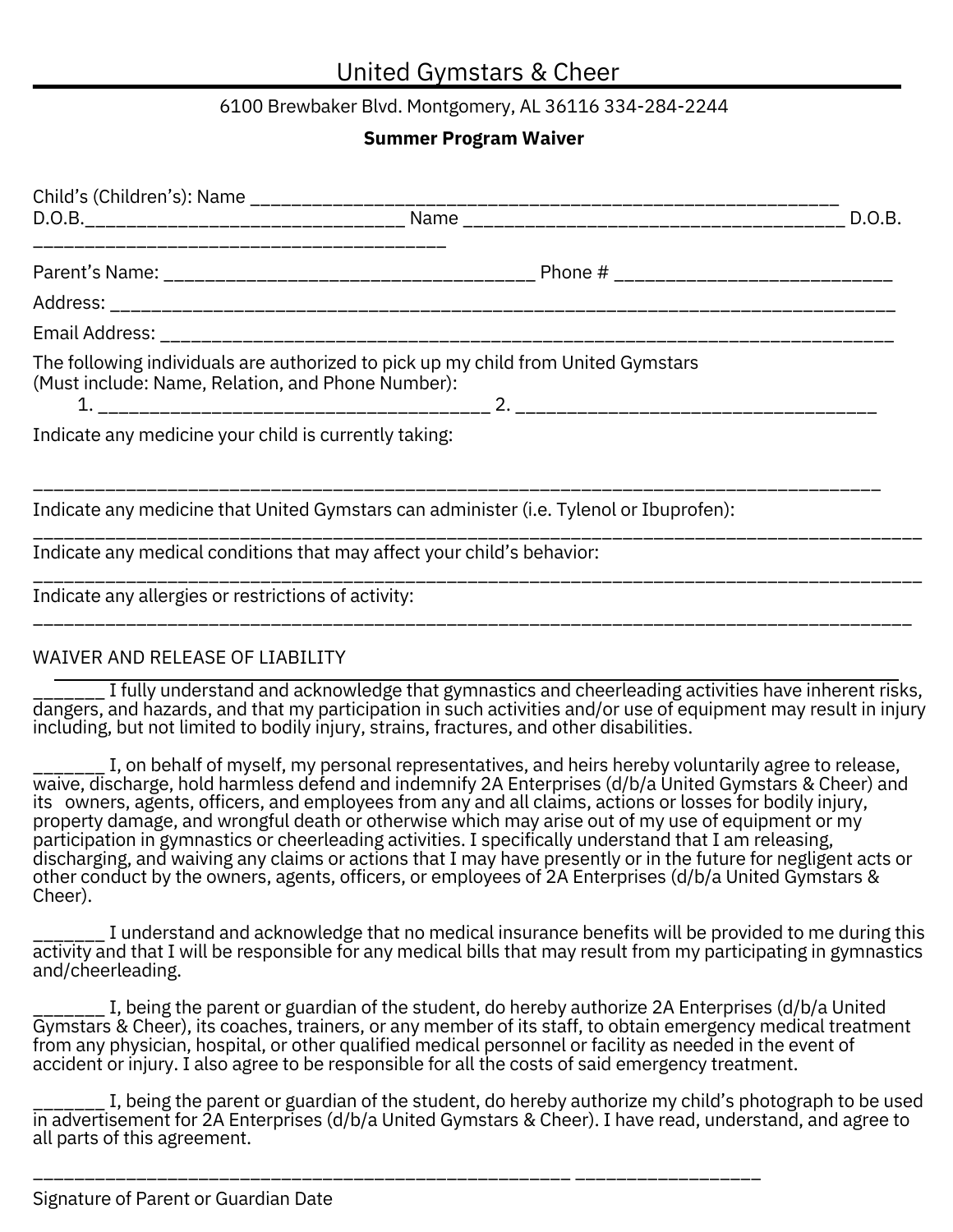# United Gymstars & Cheer

6100 Brewbaker Blvd. Montgomery, AL 36116 334-284-2244

**Summer Program Waiver**

Child's (Children's): Name ____________________________________________________________ D.O.B.________________________________ Name _______________________________________ D.O.B. __________________________________________

Parent's Name: _____________________________________ Phone # ____________________________

Address: ___________________________________________________________________________________

Email Address: ______________________________________________________________________________

The following individuals are authorized to pick up my child from United Gymstars (Must include: Name, Relation, and Phone Number):

1. ______________________________________ 2. ____________________________________

Indicate any medicine your child is currently taking:

_______________________________________________________________________________________

Indicate any medicine that United Gymstars can administer (i.e. Tylenol or Ibuprofen):

_______________________________________________________________________________________

Indicate any medical conditions that may affect your child's behavior:

_______________________________________________________________________________________

Indicate any allergies or restrictions of activity:

_______________________________________________________________________________________

WAIVER AND RELEASE OF LIABILITY

_______ I fully understand and acknowledge that gymnastics and cheerleading activities have inherent risks, dangers, and hazards, and that my participation in such activities and/or use of equipment may result in injury including, but not limited to bodily injury, strains, fractures, and other disabilities.

_______ I, on behalf of myself, my personal representatives, and heirs hereby voluntarily agree to release, waive, discharge, hold harmless defend and indemnify 2A Enterprises (d/b/a United Gymstars & Cheer) and its owners, agents, officers, and employees from any and all claims, actions or losses for bodily injury, property damage, and wrongful death or otherwise which may arise out of my use of equipment or my participation in gymnastics or cheerleading activities. I specifically understand that I am releasing, discharging, and waiving any claims or actions that I may have presently or in the future for negligent acts or other conduct by the owners, agents, officers, or employees of 2A Enterprises (d/b/a United Gymstars & Cheer).

_______ I understand and acknowledge that no medical insurance benefits will be provided to me during this activity and that I will be responsible for any medical bills that may result from my participating in gymnastics and/cheerleading.

_______ I, being the parent or guardian of the student, do hereby authorize 2A Enterprises (d/b/a United Gymstars & Cheer), its coaches, trainers, or any member of its staff, to obtain emergency medical treatment from any physician, hospital, or other qualified medical personnel or facility as needed in the event of accident or injury. I also agree to be responsible for all the costs of said emergency treatment.

_______ I, being the parent or guardian of the student, do hereby authorize my child's photograph to be used in advertisement for 2A Enterprises (d/b/a United Gymstars & Cheer). I have read, understand, and agree to all parts of this agreement.

_______________________________________________________ ___________________

Signature of Parent or Guardian Date